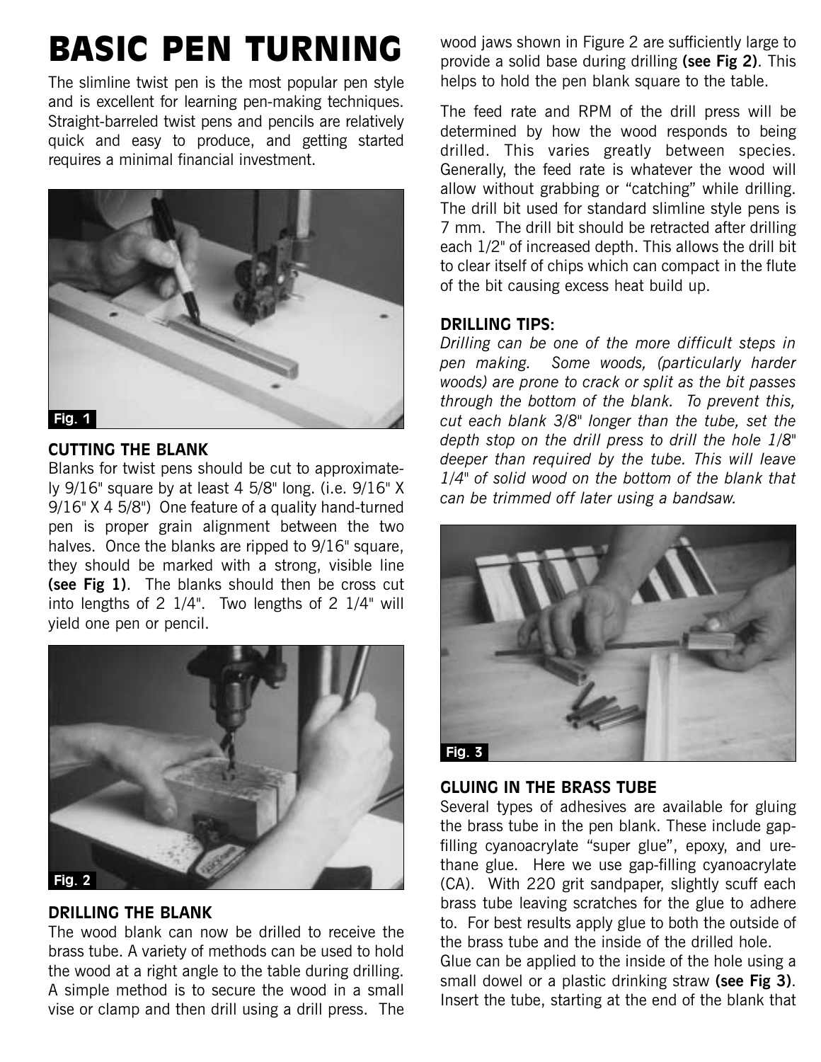# BASIC PEN TURNING

The slimline twist pen is the most popular pen style and is excellent for learning pen-making techniques. Straight-barreled twist pens and pencils are relatively quick and easy to produce, and getting started requires a minimal financial investment.

Fig. 1

### CUTTING THE BLANK

Blanks for twist pens should be cut to approximately 9/16" square by at least 4 5/8" long. (i.e. 9/16" X 9/16" X 4 5/8") One feature of a quality hand-turned pen is proper grain alignment between the two halves. Once the blanks are ripped to 9/16" square, they should be marked with a strong, visible line **(see Fig 1)**. The blanks should then be cross cut into lengths of 2 1/4". Two lengths of 2 1/4" will yield one pen or pencil.

Fig. 2

### DRILLING THE BLANK

The wood blank can now be drilled to receive the brass tube. A variety of methods can be used to hold the wood at a right angle to the table during drilling. A simple method is to secure the wood in a small vise or clamp and then drill using a drill press. The wood jaws shown in Figure 2 are sufficiently large to provide a solid base during drilling **(see Fig 2)**. This helps to hold the pen blank square to the table.

The feed rate and RPM of the drill press will be determined by how the wood responds to being drilled. This varies greatly between species. Generally, the feed rate is whatever the wood will allow without grabbing or "catching" while drilling. The drill bit used for standard slimline style pens is 7 mm. The drill bit should be retracted after drilling each 1/2" of increased depth. This allows the drill bit to clear itself of chips which can compact in the flute of the bit causing excess heat build up.

### DRILLING TIPS:

*Drilling can be one of the more difficult steps in pen making. Some woods, (particularly harder woods) are prone to crack or split as the bit passes through the bottom of the blank. To prevent this, cut each blank 3/8" longer than the tube, set the depth stop on the drill press to drill the hole 1/8" deeper than required by the tube. This will leave 1/4" of solid wood on the bottom of the blank that can be trimmed off later using a bandsaw.*

Fig. 3

### GLUING IN THE BRASS TUBE

Several types of adhesives are available for gluing the brass tube in the pen blank. These include gap-filling cyanoacrylate "super glue", epoxy, and urethane glue. Here we use gap-filling cyanoacrylate (CA). With 220 grit sandpaper, slightly scuff each brass tube leaving scratches for the glue to adhere to. For best results apply glue to both the outside of the brass tube and the inside of the drilled hole.

Glue can be applied to the inside of the hole using a small dowel or a plastic drinking straw **(see Fig 3)**. Insert the tube, starting at the end of the blank that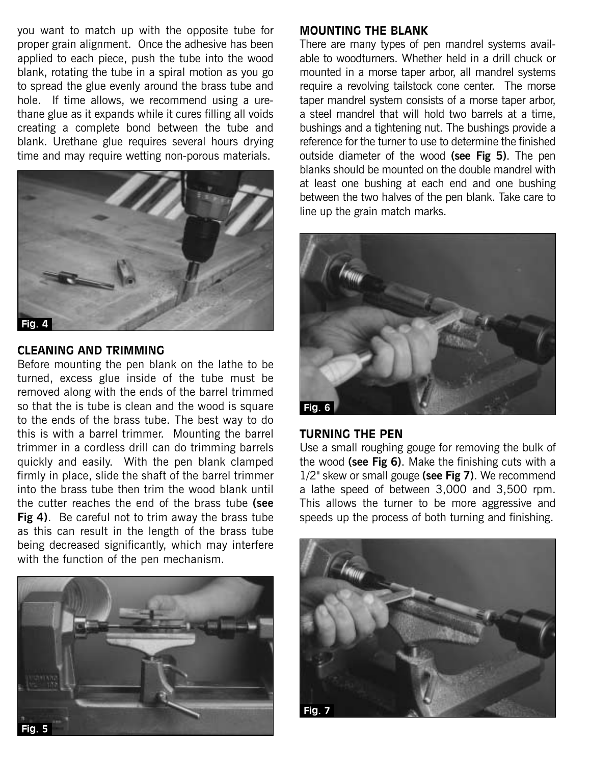you want to match up with the opposite tube for proper grain alignment. Once the adhesive has been applied to each piece, push the tube into the wood blank, rotating the tube in a spiral motion as you go to spread the glue evenly around the brass tube and hole. If time allows, we recommend using a urethane glue as it expands while it cures filling all voids creating a complete bond between the tube and blank. Urethane glue requires several hours drying time and may require wetting non-porous materials.

Fig. 4

## CLEANING AND TRIMMING

Before mounting the pen blank on the lathe to be turned, excess glue inside of the tube must be removed along with the ends of the barrel trimmed so that the is tube is clean and the wood is square to the ends of the brass tube. The best way to do this is with a barrel trimmer. Mounting the barrel trimmer in a cordless drill can do trimming barrels quickly and easily. With the pen blank clamped firmly in place, slide the shaft of the barrel trimmer into the brass tube then trim the wood blank until the cutter reaches the end of the brass tube **(see Fig 4)**. Be careful not to trim away the brass tube as this can result in the length of the brass tube being decreased significantly, which may interfere with the function of the pen mechanism.

Fig. 5

## MOUNTING THE BLANK

There are many types of pen mandrel systems available to woodturners. Whether held in a drill chuck or mounted in a morse taper arbor, all mandrel systems require a revolving tailstock cone center. The morse taper mandrel system consists of a morse taper arbor, a steel mandrel that will hold two barrels at a time, bushings and a tightening nut. The bushings provide a reference for the turner to use to determine the finished outside diameter of the wood **(see Fig 5)**. The pen blanks should be mounted on the double mandrel with at least one bushing at each end and one bushing between the two halves of the pen blank. Take care to line up the grain match marks.

Fig. 6

## TURNING THE PEN

Use a small roughing gouge for removing the bulk of the wood **(see Fig 6)**. Make the finishing cuts with a 1/2" skew or small gouge **(see Fig 7)**. We recommend a lathe speed of between 3,000 and 3,500 rpm. This allows the turner to be more aggressive and speeds up the process of both turning and finishing.

Fig. 7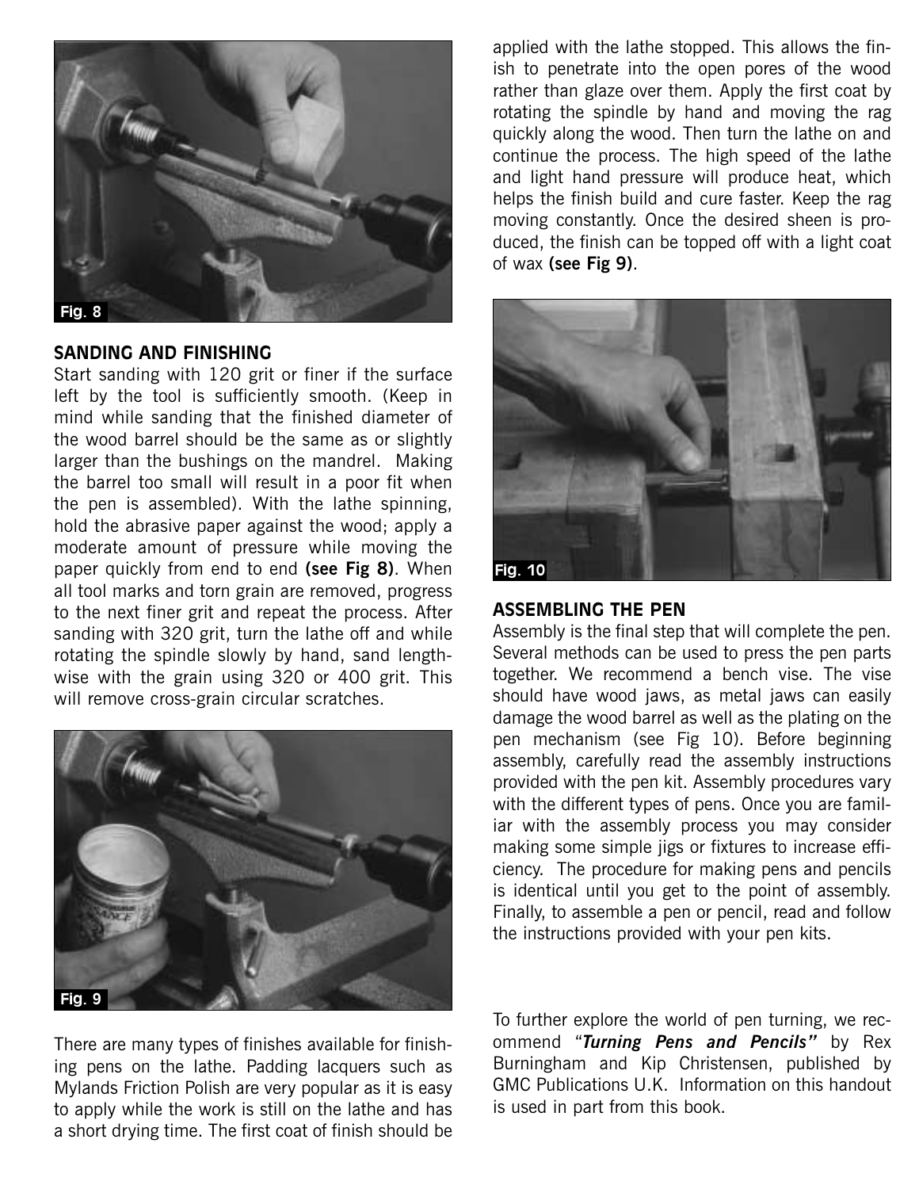Fig. 8

## SANDING AND FINISHING

Start sanding with 120 grit or finer if the surface left by the tool is sufficiently smooth. (Keep in mind while sanding that the finished diameter of the wood barrel should be the same as or slightly larger than the bushings on the mandrel. Making the barrel too small will result in a poor fit when the pen is assembled). With the lathe spinning, hold the abrasive paper against the wood; apply a moderate amount of pressure while moving the paper quickly from end to end **(see Fig 8)**. When all tool marks and torn grain are removed, progress to the next finer grit and repeat the process. After sanding with 320 grit, turn the lathe off and while rotating the spindle slowly by hand, sand lengthwise with the grain using 320 or 400 grit. This will remove cross-grain circular scratches.

Fig. 9

There are many types of finishes available for finishing pens on the lathe. Padding lacquers such as Mylands Friction Polish are very popular as it is easy to apply while the work is still on the lathe and has a short drying time. The first coat of finish should be applied with the lathe stopped. This allows the finish to penetrate into the open pores of the wood rather than glaze over them. Apply the first coat by rotating the spindle by hand and moving the rag quickly along the wood. Then turn the lathe on and continue the process. The high speed of the lathe and light hand pressure will produce heat, which helps the finish build and cure faster. Keep the rag moving constantly. Once the desired sheen is produced, the finish can be topped off with a light coat of wax **(see Fig 9)**.

Fig. 10

## ASSEMBLING THE PEN

Assembly is the final step that will complete the pen. Several methods can be used to press the pen parts together. We recommend a bench vise. The vise should have wood jaws, as metal jaws can easily damage the wood barrel as well as the plating on the pen mechanism (see Fig 10). Before beginning assembly, carefully read the assembly instructions provided with the pen kit. Assembly procedures vary with the different types of pens. Once you are familiar with the assembly process you may consider making some simple jigs or fixtures to increase efficiency. The procedure for making pens and pencils is identical until you get to the point of assembly. Finally, to assemble a pen or pencil, read and follow the instructions provided with your pen kits.

To further explore the world of pen turning, we recommend "***Turning Pens and Pencils***" by Rex Burningham and Kip Christensen, published by GMC Publications U.K. Information on this handout is used in part from this book.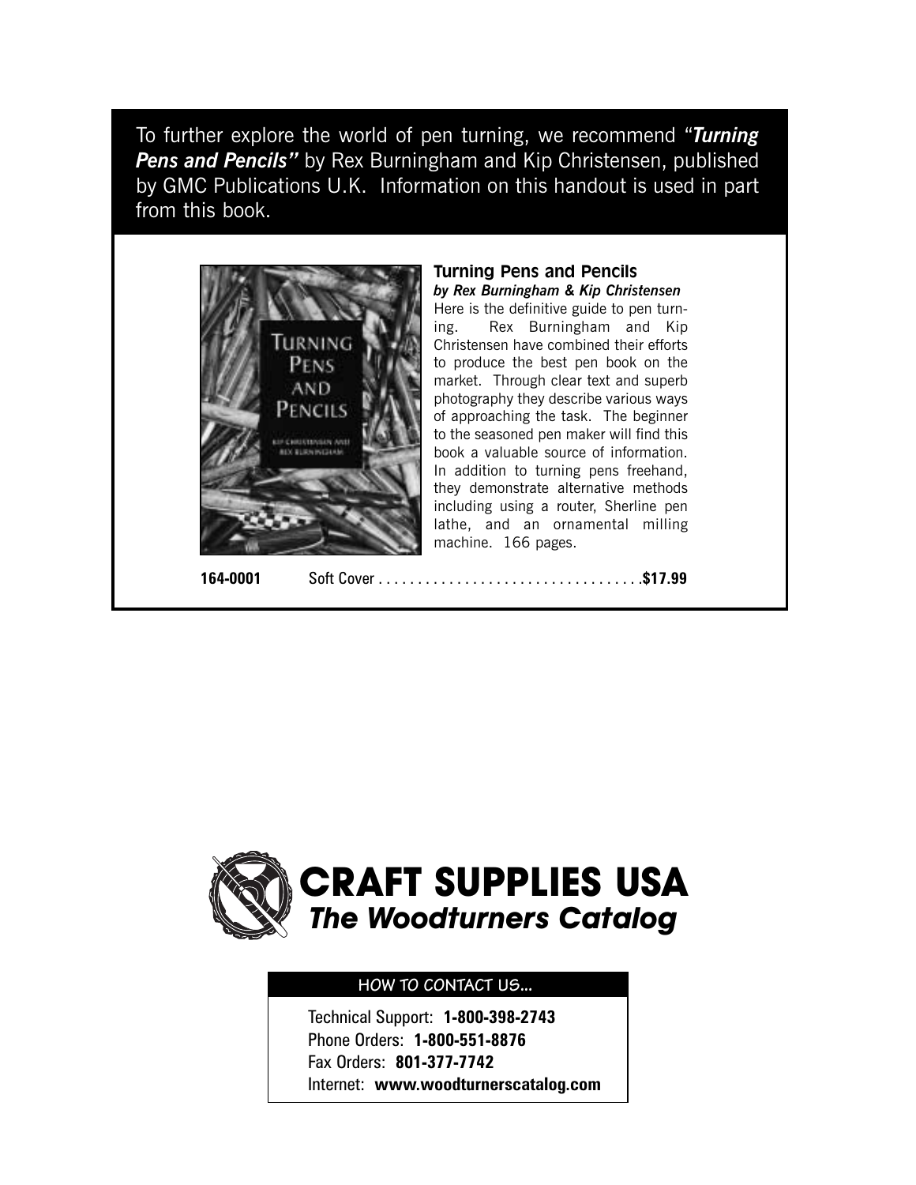To further explore the world of pen turning, we recommend "***Turning Pens and Pencils"*** by Rex Burningham and Kip Christensen, published by GMC Publications U.K. Information on this handout is used in part from this book.

**Turning Pens and Pencils**

***by Rex Burningham & Kip Christensen***

Here is the definitive guide to pen turning. Rex Burningham and Kip Christensen have combined their efforts to produce the best pen book on the market. Through clear text and superb photography they describe various ways of approaching the task. The beginner to the seasoned pen maker will find this book a valuable source of information. In addition to turning pens freehand, they demonstrate alternative methods including using a router, Sherline pen lathe, and an ornamental milling machine. 166 pages.

**164-0001** Soft Cover . . . . . . . . . . . . . . . . . . . . . . . . . . . . . . . . . .**$17.99**

# CRAFT SUPPLIES USA

***The Woodturners Catalog***

**HOW TO CONTACT US...**

Technical Support: **1-800-398-2743**

Phone Orders: **1-800-551-8876**

Fax Orders: **801-377-7742**

Internet: **www.woodturnerscatalog.com**